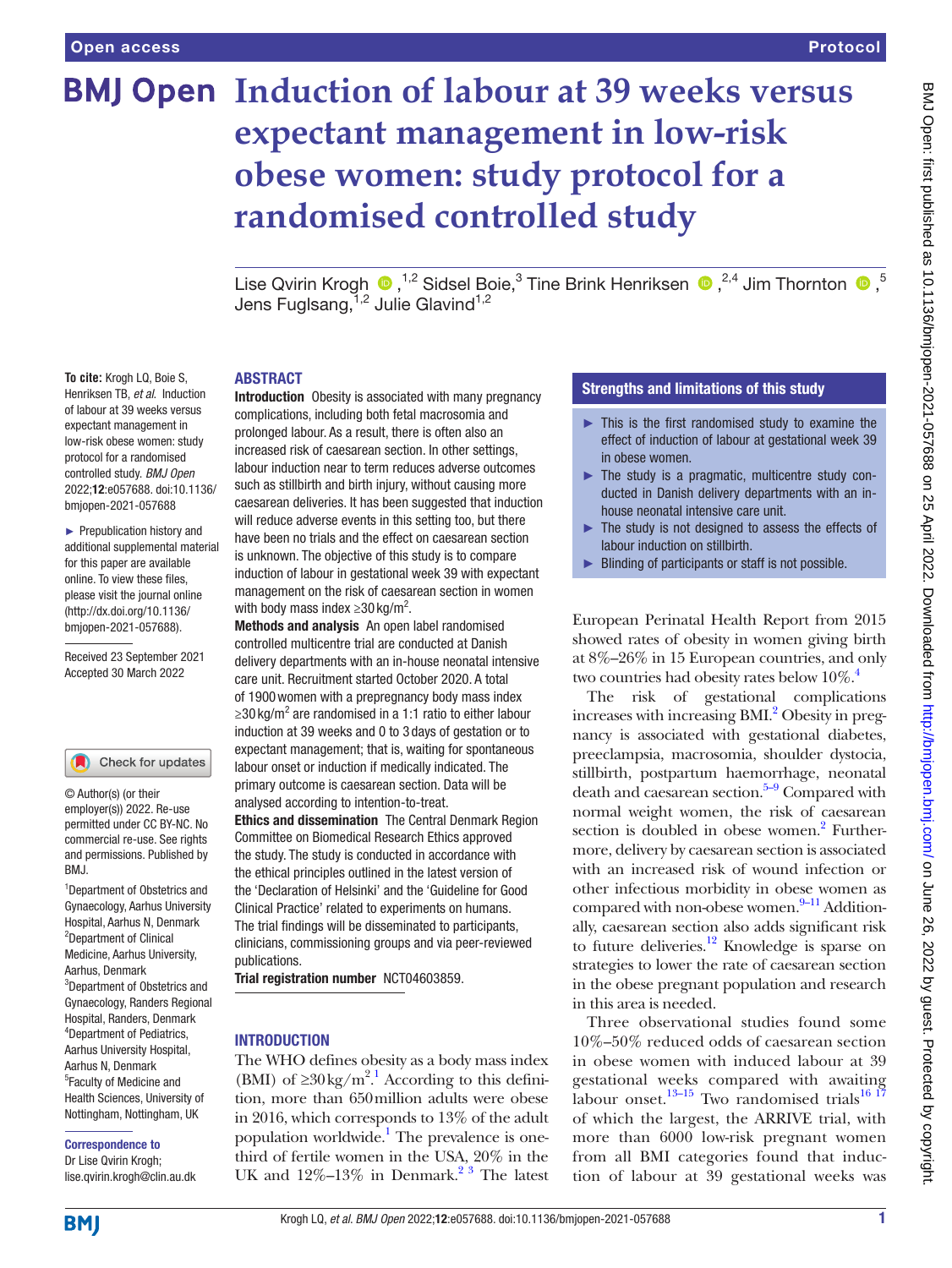# Induction of labour at 39 weeks versus expectant management in low-risk obese women: study protocol for a randomised controlled study

Lise Qvirin Krogh,[1,2] Sidsel Boie,[3] Tine Brink Henriksen,[2,4] Jim Thornton,[5] Jens Fuglsang,[1,2] Julie Glavind[1,2]

**To cite:** Krogh LQ, Boie S, Henriksen TB, *et al*. Induction of labour at 39 weeks versus expectant management in low-risk obese women: study protocol for a randomised controlled study. *BMJ Open* 2022;**12**:e057688. doi:10.1136/bmjopen-2021-057688

► Prepublication history and additional supplemental material for this paper are available online. To view these files, please visit the journal online (http://dx.doi.org/10.1136/bmjopen-2021-057688).

Received 23 September 2021
Accepted 30 March 2022

© Author(s) (or their employer(s)) 2022. Re-use permitted under CC BY-NC. No commercial re-use. See rights and permissions. Published by BMJ.

[1]Department of Obstetrics and Gynaecology, Aarhus University Hospital, Aarhus N, Denmark
[2]Department of Clinical Medicine, Aarhus University, Aarhus, Denmark
[3]Department of Obstetrics and Gynaecology, Randers Regional Hospital, Randers, Denmark
[4]Department of Pediatrics, Aarhus University Hospital, Aarhus N, Denmark
[5]Faculty of Medicine and Health Sciences, University of Nottingham, Nottingham, UK

**Correspondence to**
Dr Lise Qvirin Krogh;
lise.qvirin.krogh@clin.au.dk

## ABSTRACT

**Introduction** Obesity is associated with many pregnancy complications, including both fetal macrosomia and prolonged labour. As a result, there is often also an increased risk of caesarean section. In other settings, labour induction near to term reduces adverse outcomes such as stillbirth and birth injury, without causing more caesarean deliveries. It has been suggested that induction will reduce adverse events in this setting too, but there have been no trials and the effect on caesarean section is unknown. The objective of this study is to compare induction of labour in gestational week 39 with expectant management on the risk of caesarean section in women with body mass index ≥30 kg/m$^2$.

**Methods and analysis** An open label randomised controlled multicentre trial are conducted at Danish delivery departments with an in-house neonatal intensive care unit. Recruitment started October 2020. A total of 1900 women with a prepregnancy body mass index ≥30 kg/m$^2$ are randomised in a 1:1 ratio to either labour induction at 39 weeks and 0 to 3 days of gestation or to expectant management; that is, waiting for spontaneous labour onset or induction if medically indicated. The primary outcome is caesarean section. Data will be analysed according to intention-to-treat.

**Ethics and dissemination** The Central Denmark Region Committee on Biomedical Research Ethics approved the study. The study is conducted in accordance with the ethical principles outlined in the latest version of the 'Declaration of Helsinki' and the 'Guideline for Good Clinical Practice' related to experiments on humans. The trial findings will be disseminated to participants, clinicians, commissioning groups and via peer-reviewed publications.

**Trial registration number** NCT04603859.

## Strengths and limitations of this study

- This is the first randomised study to examine the effect of induction of labour at gestational week 39 in obese women.
- The study is a pragmatic, multicentre study conducted in Danish delivery departments with an in-house neonatal intensive care unit.
- The study is not designed to assess the effects of labour induction on stillbirth.
- Blinding of participants or staff is not possible.

## INTRODUCTION

The WHO defines obesity as a body mass index (BMI) of ≥30 kg/m$^2$.[1] According to this definition, more than 650 million adults were obese in 2016, which corresponds to 13% of the adult population worldwide.[1] The prevalence is one-third of fertile women in the USA, 20% in the UK and 12%–13% in Denmark.[2,3] The latest European Perinatal Health Report from 2015 showed rates of obesity in women giving birth at 8%–26% in 15 European countries, and only two countries had obesity rates below 10%.[4]

The risk of gestational complications increases with increasing BMI.[2] Obesity in pregnancy is associated with gestational diabetes, preeclampsia, macrosomia, shoulder dystocia, stillbirth, postpartum haemorrhage, neonatal death and caesarean section.[5–9] Compared with normal weight women, the risk of caesarean section is doubled in obese women.[2] Furthermore, delivery by caesarean section is associated with an increased risk of wound infection or other infectious morbidity in obese women as compared with non-obese women.[9–11] Additionally, caesarean section also adds significant risk to future deliveries.[12] Knowledge is sparse on strategies to lower the rate of caesarean section in the obese pregnant population and research in this area is needed.

Three observational studies found some 10%–50% reduced odds of caesarean section in obese women with induced labour at 39 gestational weeks compared with awaiting labour onset.[13–15] Two randomised trials[16,17] of which the largest, the ARRIVE trial, with more than 6000 low-risk pregnant women from all BMI categories found that induction of labour at 39 gestational weeks was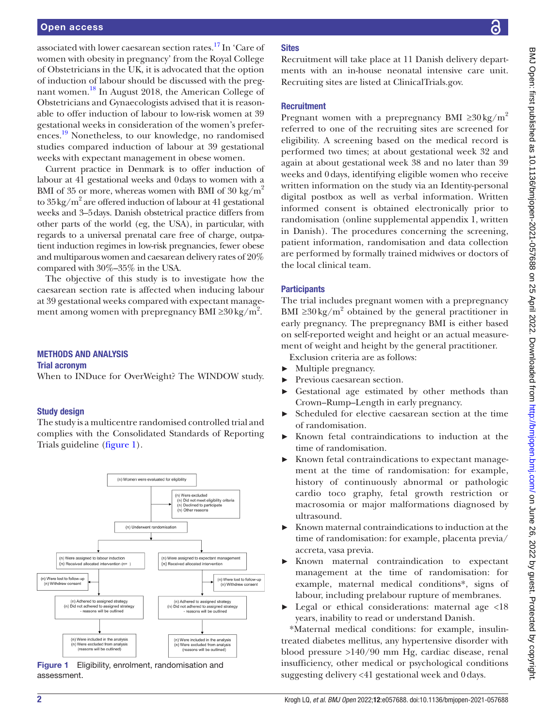associated with lower caesarean section rates.[17] In 'Care of women with obesity in pregnancy' from the Royal College of Obstetricians in the UK, it is advocated that the option of induction of labour should be discussed with the pregnant women.[18] In August 2018, the American College of Obstetricians and Gynaecologists advised that it is reasonable to offer induction of labour to low-risk women at 39 gestational weeks in consideration of the women's preferences.[19] Nonetheless, to our knowledge, no randomised studies compared induction of labour at 39 gestational weeks with expectant management in obese women.

Current practice in Denmark is to offer induction of labour at 41 gestational weeks and 0 days to women with a BMI of 35 or more, whereas women with BMI of 30 kg/m$^2$ to 35 kg/m$^2$ are offered induction of labour at 41 gestational weeks and 3–5 days. Danish obstetrical practice differs from other parts of the world (eg, the USA), in particular, with regards to a universal prenatal care free of charge, outpatient induction regimes in low-risk pregnancies, fewer obese and multiparous women and caesarean delivery rates of 20% compared with 30%–35% in the USA.

The objective of this study is to investigate how the caesarean section rate is affected when inducing labour at 39 gestational weeks compared with expectant management among women with prepregnancy BMI ≥30 kg/m$^2$.

## METHODS AND ANALYSIS

### Trial acronym

When to INDuce for OverWeight? The WINDOW study.

### Study design

The study is a multicentre randomised controlled trial and complies with the Consolidated Standards of Reporting Trials guideline (figure 1).

Figure 1 Eligibility, enrolment, randomisation and assessment.

### Sites

Recruitment will take place at 11 Danish delivery departments with an in-house neonatal intensive care unit. Recruiting sites are listed at ClinicalTrials.gov.

### Recruitment

Pregnant women with a prepregnancy BMI ≥30 kg/m$^2$ referred to one of the recruiting sites are screened for eligibility. A screening based on the medical record is performed two times; at about gestational week 32 and again at about gestational week 38 and no later than 39 weeks and 0 days, identifying eligible women who receive written information on the study via an Identity-personal digital postbox as well as verbal information. Written informed consent is obtained electronically prior to randomisation (online supplemental appendix 1, written in Danish). The procedures concerning the screening, patient information, randomisation and data collection are performed by formally trained midwives or doctors of the local clinical team.

### Participants

The trial includes pregnant women with a prepregnancy BMI ≥30 kg/m$^2$ obtained by the general practitioner in early pregnancy. The prepregnancy BMI is either based on self-reported weight and height or an actual measurement of weight and height by the general practitioner.

Exclusion criteria are as follows:

- Multiple pregnancy.
- Previous caesarean section.
- Gestational age estimated by other methods than Crown–Rump–Length in early pregnancy.
- Scheduled for elective caesarean section at the time of randomisation.
- Known fetal contraindications to induction at the time of randomisation.
- Known fetal contraindications to expectant management at the time of randomisation: for example, history of continuously abnormal or pathologic cardio toco graphy, fetal growth restriction or macrosomia or major malformations diagnosed by ultrasound.
- Known maternal contraindications to induction at the time of randomisation: for example, placenta previa/accreta, vasa previa.
- Known maternal contraindication to expectant management at the time of randomisation: for example, maternal medical conditions*, signs of labour, including prelabour rupture of membranes.
- Legal or ethical considerations: maternal age <18 years, inability to read or understand Danish.

*Maternal medical conditions: for example, insulin-treated diabetes mellitus, any hypertensive disorder with blood pressure >140/90 mm Hg, cardiac disease, renal insufficiency, other medical or psychological conditions suggesting delivery <41 gestational week and 0 days.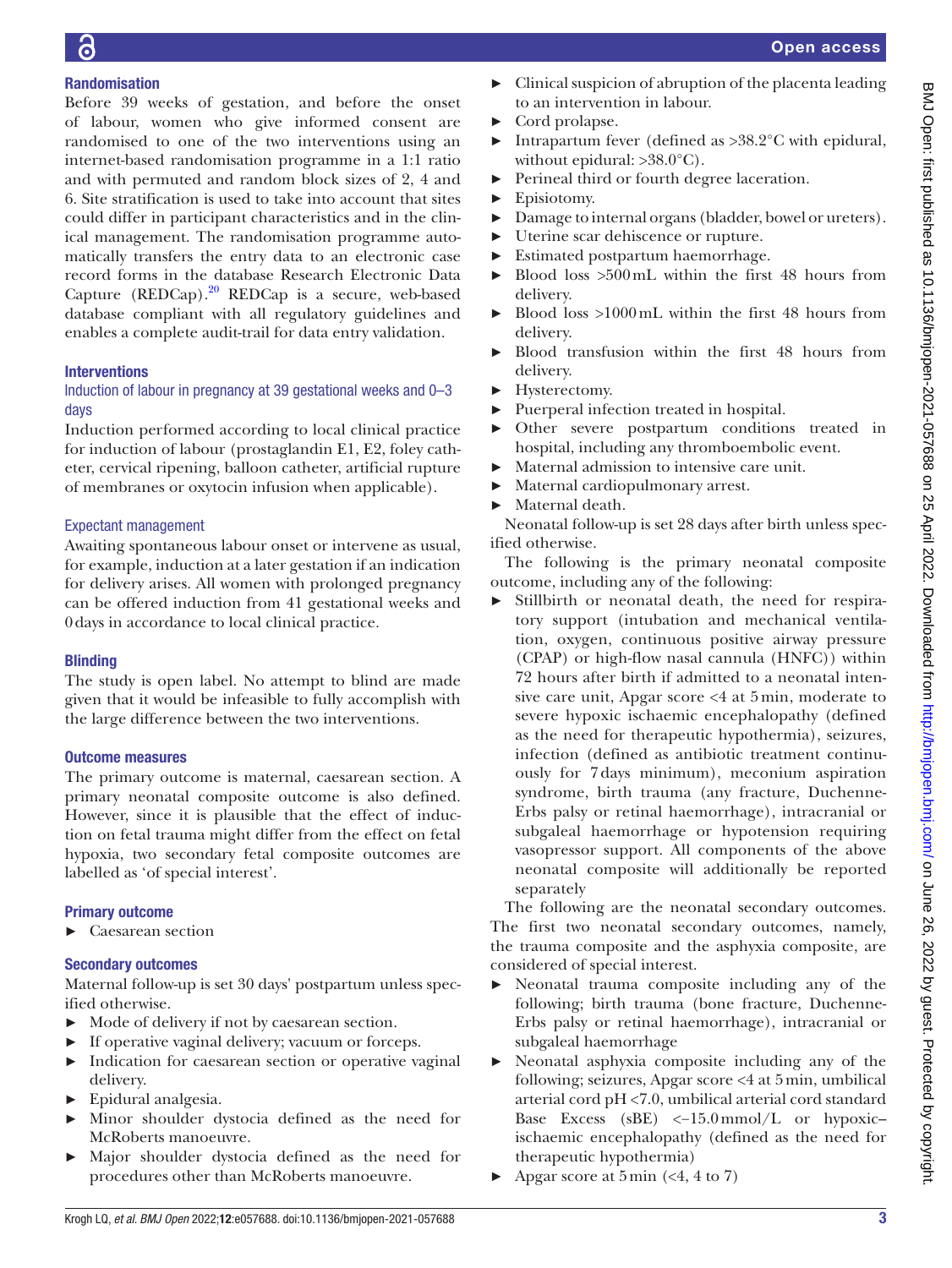### Randomisation

Before 39 weeks of gestation, and before the onset of labour, women who give informed consent are randomised to one of the two interventions using an internet-based randomisation programme in a 1:1 ratio and with permuted and random block sizes of 2, 4 and 6. Site stratification is used to take into account that sites could differ in participant characteristics and in the clinical management. The randomisation programme automatically transfers the entry data to an electronic case record forms in the database Research Electronic Data Capture (REDCap).[20] REDCap is a secure, web-based database compliant with all regulatory guidelines and enables a complete audit-trail for data entry validation.

### Interventions

#### Induction of labour in pregnancy at 39 gestational weeks and 0–3 days

Induction performed according to local clinical practice for induction of labour (prostaglandin E1, E2, foley catheter, cervical ripening, balloon catheter, artificial rupture of membranes or oxytocin infusion when applicable).

#### Expectant management

Awaiting spontaneous labour onset or intervene as usual, for example, induction at a later gestation if an indication for delivery arises. All women with prolonged pregnancy can be offered induction from 41 gestational weeks and 0 days in accordance to local clinical practice.

### Blinding

The study is open label. No attempt to blind are made given that it would be infeasible to fully accomplish with the large difference between the two interventions.

### Outcome measures

The primary outcome is maternal, caesarean section. A primary neonatal composite outcome is also defined. However, since it is plausible that the effect of induction on fetal trauma might differ from the effect on fetal hypoxia, two secondary fetal composite outcomes are labelled as 'of special interest'.

### Primary outcome

- Caesarean section

### Secondary outcomes

Maternal follow-up is set 30 days' postpartum unless specified otherwise.

- Mode of delivery if not by caesarean section.
- If operative vaginal delivery; vacuum or forceps.
- Indication for caesarean section or operative vaginal delivery.
- Epidural analgesia.
- Minor shoulder dystocia defined as the need for McRoberts manoeuvre.
- Major shoulder dystocia defined as the need for procedures other than McRoberts manoeuvre.
- Clinical suspicion of abruption of the placenta leading to an intervention in labour.
- Cord prolapse.
- Intrapartum fever (defined as >38.2°C with epidural, without epidural: >38.0°C).
- Perineal third or fourth degree laceration.
- Episiotomy.
- Damage to internal organs (bladder, bowel or ureters).
- Uterine scar dehiscence or rupture.
- Estimated postpartum haemorrhage.
- Blood loss >500 mL within the first 48 hours from delivery.
- Blood loss >1000 mL within the first 48 hours from delivery.
- Blood transfusion within the first 48 hours from delivery.
- Hysterectomy.
- Puerperal infection treated in hospital.
- Other severe postpartum conditions treated in hospital, including any thromboembolic event.
- Maternal admission to intensive care unit.
- Maternal cardiopulmonary arrest.
- Maternal death.

Neonatal follow-up is set 28 days after birth unless specified otherwise.

The following is the primary neonatal composite outcome, including any of the following:

- Stillbirth or neonatal death, the need for respiratory support (intubation and mechanical ventilation, oxygen, continuous positive airway pressure (CPAP) or high-flow nasal cannula (HNFC)) within 72 hours after birth if admitted to a neonatal intensive care unit, Apgar score <4 at 5 min, moderate to severe hypoxic ischaemic encephalopathy (defined as the need for therapeutic hypothermia), seizures, infection (defined as antibiotic treatment continuously for 7 days minimum), meconium aspiration syndrome, birth trauma (any fracture, Duchenne-Erbs palsy or retinal haemorrhage), intracranial or subgaleal haemorrhage or hypotension requiring vasopressor support. All components of the above neonatal composite will additionally be reported separately

The following are the neonatal secondary outcomes. The first two neonatal secondary outcomes, namely, the trauma composite and the asphyxia composite, are considered of special interest.

- Neonatal trauma composite including any of the following; birth trauma (bone fracture, Duchenne-Erbs palsy or retinal haemorrhage), intracranial or subgaleal haemorrhage
- Neonatal asphyxia composite including any of the following; seizures, Apgar score <4 at 5 min, umbilical arterial cord pH <7.0, umbilical arterial cord standard Base Excess (sBE) <−15.0 mmol/L or hypoxic–ischaemic encephalopathy (defined as the need for therapeutic hypothermia)
- Apgar score at 5 min (<4, 4 to 7)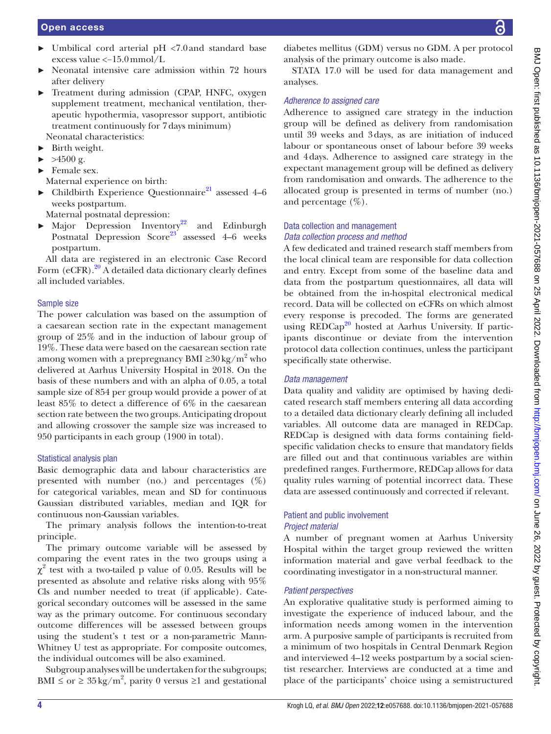- Umbilical cord arterial pH <7.0 and standard base excess value <−15.0 mmol/L
- Neonatal intensive care admission within 72 hours after delivery
- Treatment during admission (CPAP, HNFC, oxygen supplement treatment, mechanical ventilation, therapeutic hypothermia, vasopressor support, antibiotic treatment continuously for 7 days minimum)

Neonatal characteristics:

- Birth weight.
- >4500 g.
- Female sex.

Maternal experience on birth:

- Childbirth Experience Questionnaire[21] assessed 4–6 weeks postpartum.

Maternal postnatal depression:

- Major Depression Inventory[22] and Edinburgh Postnatal Depression Score[23] assessed 4–6 weeks postpartum.

All data are registered in an electronic Case Record Form (eCFR).[20] A detailed data dictionary clearly defines all included variables.

## Sample size

The power calculation was based on the assumption of a caesarean section rate in the expectant management group of 25% and in the induction of labour group of 19%. These data were based on the caesarean section rate among women with a prepregnancy BMI ≥30 kg/m$^2$ who delivered at Aarhus University Hospital in 2018. On the basis of these numbers and with an alpha of 0.05, a total sample size of 854 per group would provide a power of at least 85% to detect a difference of 6% in the caesarean section rate between the two groups. Anticipating dropout and allowing crossover the sample size was increased to 950 participants in each group (1900 in total).

## Statistical analysis plan

Basic demographic data and labour characteristics are presented with number (no.) and percentages (%) for categorical variables, mean and SD for continuous Gaussian distributed variables, median and IQR for continuous non-Gaussian variables.

The primary analysis follows the intention-to-treat principle.

The primary outcome variable will be assessed by comparing the event rates in the two groups using a $\chi^2$ test with a two-tailed p value of 0.05. Results will be presented as absolute and relative risks along with 95% CIs and number needed to treat (if applicable). Categorical secondary outcomes will be assessed in the same way as the primary outcome. For continuous secondary outcome differences will be assessed between groups using the student's t test or a non-parametric Mann-Whitney U test as appropriate. For composite outcomes, the individual outcomes will be also examined.

Subgroup analyses will be undertaken for the subgroups; BMI ≤ or ≥ 35 kg/m$^2$, parity 0 versus ≥1 and gestational diabetes mellitus (GDM) versus no GDM. A per protocol analysis of the primary outcome is also made.

STATA 17.0 will be used for data management and analyses.

### *Adherence to assigned care*

Adherence to assigned care strategy in the induction group will be defined as delivery from randomisation until 39 weeks and 3 days, as are initiation of induced labour or spontaneous onset of labour before 39 weeks and 4 days. Adherence to assigned care strategy in the expectant management group will be defined as delivery from randomisation and onwards. The adherence to the allocated group is presented in terms of number (no.) and percentage (%).

## Data collection and management

### *Data collection process and method*

A few dedicated and trained research staff members from the local clinical team are responsible for data collection and entry. Except from some of the baseline data and data from the postpartum questionnaires, all data will be obtained from the in-hospital electronical medical record. Data will be collected on eCFRs on which almost every response is precoded. The forms are generated using REDCap[20] hosted at Aarhus University. If participants discontinue or deviate from the intervention protocol data collection continues, unless the participant specifically state otherwise.

### *Data management*

Data quality and validity are optimised by having dedicated research staff members entering all data according to a detailed data dictionary clearly defining all included variables. All outcome data are managed in REDCap. REDCap is designed with data forms containing field-specific validation checks to ensure that mandatory fields are filled out and that continuous variables are within predefined ranges. Furthermore, REDCap allows for data quality rules warning of potential incorrect data. These data are assessed continuously and corrected if relevant.

## Patient and public involvement

### *Project material*

A number of pregnant women at Aarhus University Hospital within the target group reviewed the written information material and gave verbal feedback to the coordinating investigator in a non-structural manner.

### *Patient perspectives*

An explorative qualitative study is performed aiming to investigate the experience of induced labour, and the information needs among women in the intervention arm. A purposive sample of participants is recruited from a minimum of two hospitals in Central Denmark Region and interviewed 4–12 weeks postpartum by a social scientist researcher. Interviews are conducted at a time and place of the participants' choice using a semistructured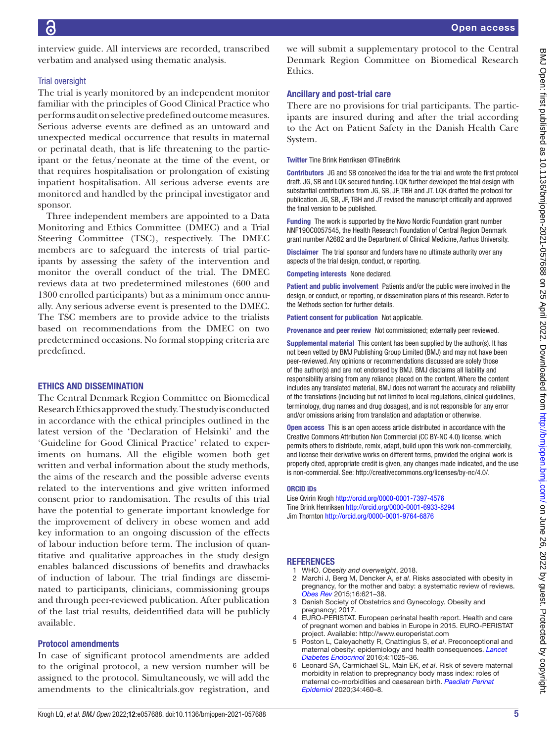interview guide. All interviews are recorded, transcribed verbatim and analysed using thematic analysis.

### Trial oversight

The trial is yearly monitored by an independent monitor familiar with the principles of Good Clinical Practice who performs audit on selective predefined outcome measures. Serious adverse events are defined as an untoward and unexpected medical occurrence that results in maternal or perinatal death, that is life threatening to the participant or the fetus/neonate at the time of the event, or that requires hospitalisation or prolongation of existing inpatient hospitalisation. All serious adverse events are monitored and handled by the principal investigator and sponsor.

Three independent members are appointed to a Data Monitoring and Ethics Committee (DMEC) and a Trial Steering Committee (TSC), respectively. The DMEC members are to safeguard the interests of trial participants by assessing the safety of the intervention and monitor the overall conduct of the trial. The DMEC reviews data at two predetermined milestones (600 and 1300 enrolled participants) but as a minimum once annually. Any serious adverse event is presented to the DMEC. The TSC members are to provide advice to the trialists based on recommendations from the DMEC on two predetermined occasions. No formal stopping criteria are predefined.

## ETHICS AND DISSEMINATION

The Central Denmark Region Committee on Biomedical Research Ethics approved the study. The study is conducted in accordance with the ethical principles outlined in the latest version of the 'Declaration of Helsinki' and the 'Guideline for Good Clinical Practice' related to experiments on humans. All the eligible women both get written and verbal information about the study methods, the aims of the research and the possible adverse events related to the interventions and give written informed consent prior to randomisation. The results of this trial have the potential to generate important knowledge for the improvement of delivery in obese women and add key information to an ongoing discussion of the effects of labour induction before term. The inclusion of quantitative and qualitative approaches in the study design enables balanced discussions of benefits and drawbacks of induction of labour. The trial findings are disseminated to participants, clinicians, commissioning groups and through peer-reviewed publication. After publication of the last trial results, deidentified data will be publicly available.

### Protocol amendments

In case of significant protocol amendments are added to the original protocol, a new version number will be assigned to the protocol. Simultaneously, we will add the amendments to the clinicaltrials.gov registration, and we will submit a supplementary protocol to the Central Denmark Region Committee on Biomedical Research Ethics.

### Ancillary and post-trial care

There are no provisions for trial participants. The participants are insured during and after the trial according to the Act on Patient Safety in the Danish Health Care System.

**Twitter** Tine Brink Henriksen @TineBrink

**Contributors** JG and SB conceived the idea for the trial and wrote the first protocol draft. JG, SB and LQK secured funding. LQK further developed the trial design with substantial contributions from JG, SB, JF, TBH and JT. LQK drafted the protocol for publication. JG, SB, JF, TBH and JT revised the manuscript critically and approved the final version to be published.

**Funding** The work is supported by the Novo Nordic Foundation grant number NNF19OC0057545, the Health Research Foundation of Central Region Denmark grant number A2682 and the Department of Clinical Medicine, Aarhus University.

**Disclaimer** The trial sponsor and funders have no ultimate authority over any aspects of the trial design, conduct, or reporting.

**Competing interests** None declared.

**Patient and public involvement** Patients and/or the public were involved in the design, or conduct, or reporting, or dissemination plans of this research. Refer to the Methods section for further details.

**Patient consent for publication** Not applicable.

**Provenance and peer review** Not commissioned; externally peer reviewed.

**Supplemental material** This content has been supplied by the author(s). It has not been vetted by BMJ Publishing Group Limited (BMJ) and may not have been peer-reviewed. Any opinions or recommendations discussed are solely those of the author(s) and are not endorsed by BMJ. BMJ disclaims all liability and responsibility arising from any reliance placed on the content. Where the content includes any translated material, BMJ does not warrant the accuracy and reliability of the translations (including but not limited to local regulations, clinical guidelines, terminology, drug names and drug dosages), and is not responsible for any error and/or omissions arising from translation and adaptation or otherwise.

**Open access** This is an open access article distributed in accordance with the Creative Commons Attribution Non Commercial (CC BY-NC 4.0) license, which permits others to distribute, remix, adapt, build upon this work non-commercially, and license their derivative works on different terms, provided the original work is properly cited, appropriate credit is given, any changes made indicated, and the use is non-commercial. See: http://creativecommons.org/licenses/by-nc/4.0/.

### ORCID iDs

Lise Qvirin Krogh http://orcid.org/0000-0001-7397-4576
Tine Brink Henriksen http://orcid.org/0000-0001-6933-8294
Jim Thornton http://orcid.org/0000-0001-9764-6876

## REFERENCES

1. WHO. *Obesity and overweight*, 2018.
2. Marchi J, Berg M, Dencker A, *et al*. Risks associated with obesity in pregnancy, for the mother and baby: a systematic review of reviews. *Obes Rev* 2015;16:621–38.
3. Danish Society of Obstetrics and Gynecology. Obesity and pregnancy; 2017.
4. EURO-PERISTAT. European perinatal health report. Health and care of pregnant women and babies in Europe in 2015. EURO-PERISTAT project. Available: http://www.europeristat.com
5. Poston L, Caleyachetty R, Cnattingius S, *et al*. Preconceptional and maternal obesity: epidemiology and health consequences. *Lancet Diabetes Endocrinol* 2016;4:1025–36.
6. Leonard SA, Carmichael SL, Main EK, *et al*. Risk of severe maternal morbidity in relation to prepregnancy body mass index: roles of maternal co-morbidities and caesarean birth. *Paediatr Perinat Epidemiol* 2020;34:460–8.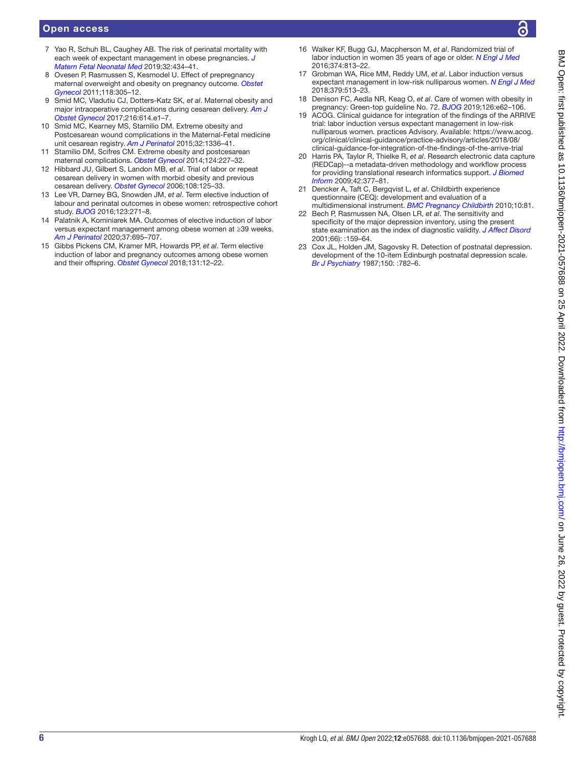7 Yao R, Schuh BL, Caughey AB. The risk of perinatal mortality with each week of expectant management in obese pregnancies. *J Matern Fetal Neonatal Med* 2019;32:434–41.
8 Ovesen P, Rasmussen S, Kesmodel U. Effect of prepregnancy maternal overweight and obesity on pregnancy outcome. *Obstet Gynecol* 2011;118:305–12.
9 Smid MC, Vladutiu CJ, Dotters-Katz SK, *et al*. Maternal obesity and major intraoperative complications during cesarean delivery. *Am J Obstet Gynecol* 2017;216:614.e1–7.
10 Smid MC, Kearney MS, Stamilio DM. Extreme obesity and Postcesarean wound complications in the Maternal-Fetal medicine unit cesarean registry. *Am J Perinatol* 2015;32:1336–41.
11 Stamilio DM, Scifres CM. Extreme obesity and postcesarean maternal complications. *Obstet Gynecol* 2014;124:227–32.
12 Hibbard JU, Gilbert S, Landon MB, *et al*. Trial of labor or repeat cesarean delivery in women with morbid obesity and previous cesarean delivery. *Obstet Gynecol* 2006;108:125–33.
13 Lee VR, Darney BG, Snowden JM, *et al*. Term elective induction of labour and perinatal outcomes in obese women: retrospective cohort study. *BJOG* 2016;123:271–8.
14 Palatnik A, Kominiarek MA. Outcomes of elective induction of labor versus expectant management among obese women at ≥39 weeks. *Am J Perinatol* 2020;37:695–707.
15 Gibbs Pickens CM, Kramer MR, Howards PP, *et al*. Term elective induction of labor and pregnancy outcomes among obese women and their offspring. *Obstet Gynecol* 2018;131:12–22.
16 Walker KF, Bugg GJ, Macpherson M, *et al*. Randomized trial of labor induction in women 35 years of age or older. *N Engl J Med* 2016;374:813–22.
17 Grobman WA, Rice MM, Reddy UM, *et al*. Labor induction versus expectant management in low-risk nulliparous women. *N Engl J Med* 2018;379:513–23.
18 Denison FC, Aedla NR, Keag O, *et al*. Care of women with obesity in pregnancy: Green-top guideline No. 72. *BJOG* 2019;126:e62–106.
19 ACOG. Clinical guidance for integration of the findings of the ARRIVE trial: labor induction versus expectant management in low-risk nulliparous women. practices Advisory. Available: https://www.acog.org/clinical/clinical-guidance/practice-advisory/articles/2018/08/clinical-guidance-for-integration-of-the-findings-of-the-arrive-trial
20 Harris PA, Taylor R, Thielke R, *et al*. Research electronic data capture (REDCap)--a metadata-driven methodology and workflow process for providing translational research informatics support. *J Biomed Inform* 2009;42:377–81.
21 Dencker A, Taft C, Bergqvist L, *et al*. Childbirth experience questionnaire (CEQ): development and evaluation of a multidimensional instrument. *BMC Pregnancy Childbirth* 2010;10:81.
22 Bech P, Rasmussen NA, Olsen LR, *et al*. The sensitivity and specificity of the major depression inventory, using the present state examination as the index of diagnostic validity. *J Affect Disord* 2001;66): :159–64.
23 Cox JL, Holden JM, Sagovsky R. Detection of postnatal depression. development of the 10-item Edinburgh postnatal depression scale. *Br J Psychiatry* 1987;150: :782–6.